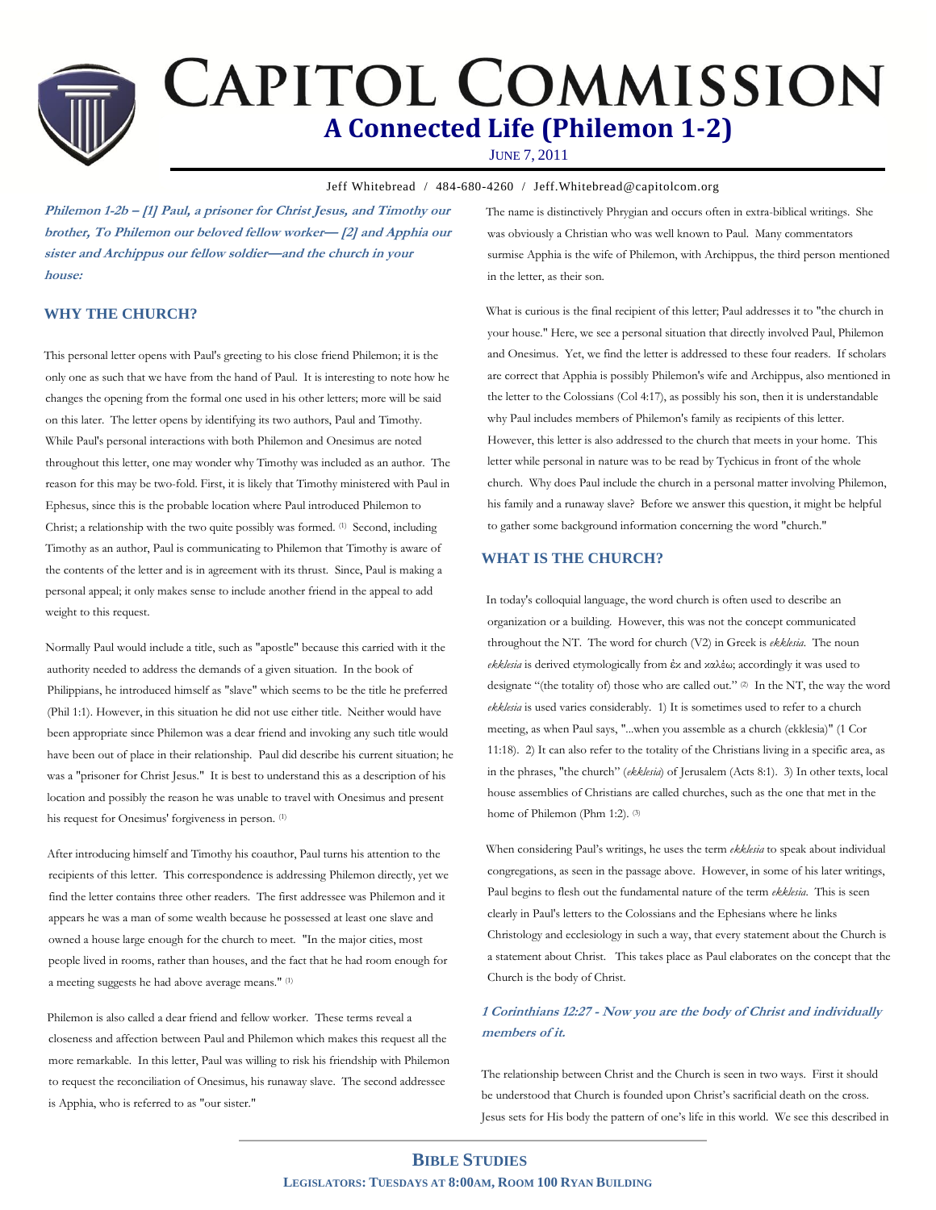# Capitol Commission

## A Connected Life (Philemon 1-2)

June 7, 2011

Jeff Whitebread / 484-680-4260 / Jeff.Whitebread@capitolcom.org

***Philemon 1-2b – [1] Paul, a prisoner for Christ Jesus, and Timothy our brother, To Philemon our beloved fellow worker— [2] and Apphia our sister and Archippus our fellow soldier—and the church in your house:***

### WHY THE CHURCH?

This personal letter opens with Paul's greeting to his close friend Philemon; it is the only one as such that we have from the hand of Paul. It is interesting to note how he changes the opening from the formal one used in his other letters; more will be said on this later. The letter opens by identifying its two authors, Paul and Timothy. While Paul's personal interactions with both Philemon and Onesimus are noted throughout this letter, one may wonder why Timothy was included as an author. The reason for this may be two-fold. First, it is likely that Timothy ministered with Paul in Ephesus, since this is the probable location where Paul introduced Philemon to Christ; a relationship with the two quite possibly was formed. (1) Second, including Timothy as an author, Paul is communicating to Philemon that Timothy is aware of the contents of the letter and is in agreement with its thrust. Since, Paul is making a personal appeal; it only makes sense to include another friend in the appeal to add weight to this request.

Normally Paul would include a title, such as "apostle" because this carried with it the authority needed to address the demands of a given situation. In the book of Philippians, he introduced himself as "slave" which seems to be the title he preferred (Phil 1:1). However, in this situation he did not use either title. Neither would have been appropriate since Philemon was a dear friend and invoking any such title would have been out of place in their relationship. Paul did describe his current situation; he was a "prisoner for Christ Jesus." It is best to understand this as a description of his location and possibly the reason he was unable to travel with Onesimus and present his request for Onesimus' forgiveness in person. (1)

After introducing himself and Timothy his coauthor, Paul turns his attention to the recipients of this letter. This correspondence is addressing Philemon directly, yet we find the letter contains three other readers. The first addressee was Philemon and it appears he was a man of some wealth because he possessed at least one slave and owned a house large enough for the church to meet. "In the major cities, most people lived in rooms, rather than houses, and the fact that he had room enough for a meeting suggests he had above average means." (1)

Philemon is also called a dear friend and fellow worker. These terms reveal a closeness and affection between Paul and Philemon which makes this request all the more remarkable. In this letter, Paul was willing to risk his friendship with Philemon to request the reconciliation of Onesimus, his runaway slave. The second addressee is Apphia, who is referred to as "our sister." The name is distinctively Phrygian and occurs often in extra-biblical writings. She was obviously a Christian who was well known to Paul. Many commentators surmise Apphia is the wife of Philemon, with Archippus, the third person mentioned in the letter, as their son.

What is curious is the final recipient of this letter; Paul addresses it to "the church in your house." Here, we see a personal situation that directly involved Paul, Philemon and Onesimus. Yet, we find the letter is addressed to these four readers. If scholars are correct that Apphia is possibly Philemon's wife and Archippus, also mentioned in the letter to the Colossians (Col 4:17), as possibly his son, then it is understandable why Paul includes members of Philemon's family as recipients of this letter. However, this letter is also addressed to the church that meets in your home. This letter while personal in nature was to be read by Tychicus in front of the whole church. Why does Paul include the church in a personal matter involving Philemon, his family and a runaway slave? Before we answer this question, it might be helpful to gather some background information concerning the word "church."

### WHAT IS THE CHURCH?

In today's colloquial language, the word church is often used to describe an organization or a building. However, this was not the concept communicated throughout the NT. The word for church (V2) in Greek is *ekklesia*. The noun *ekklesia* is derived etymologically from ἐκ and καλέω; accordingly it was used to designate "(the totality of) those who are called out." (2) In the NT, the way the word *ekklesia* is used varies considerably. 1) It is sometimes used to refer to a church meeting, as when Paul says, "...when you assemble as a church (ekklesia)" (1 Cor 11:18). 2) It can also refer to the totality of the Christians living in a specific area, as in the phrases, "the church" (*ekklesia*) of Jerusalem (Acts 8:1). 3) In other texts, local house assemblies of Christians are called churches, such as the one that met in the home of Philemon (Phm 1:2). (3)

When considering Paul's writings, he uses the term *ekklesia* to speak about individual congregations, as seen in the passage above. However, in some of his later writings, Paul begins to flesh out the fundamental nature of the term *ekklesia*. This is seen clearly in Paul's letters to the Colossians and the Ephesians where he links Christology and ecclesiology in such a way, that every statement about the Church is a statement about Christ. This takes place as Paul elaborates on the concept that the Church is the body of Christ.

***1 Corinthians 12:27 - Now you are the body of Christ and individually members of it.***

The relationship between Christ and the Church is seen in two ways. First it should be understood that Church is founded upon Christ's sacrificial death on the cross. Jesus sets for His body the pattern of one's life in this world. We see this described in

**Bible Studies**

**Legislators: Tuesdays at 8:00am, Room 100 Ryan Building**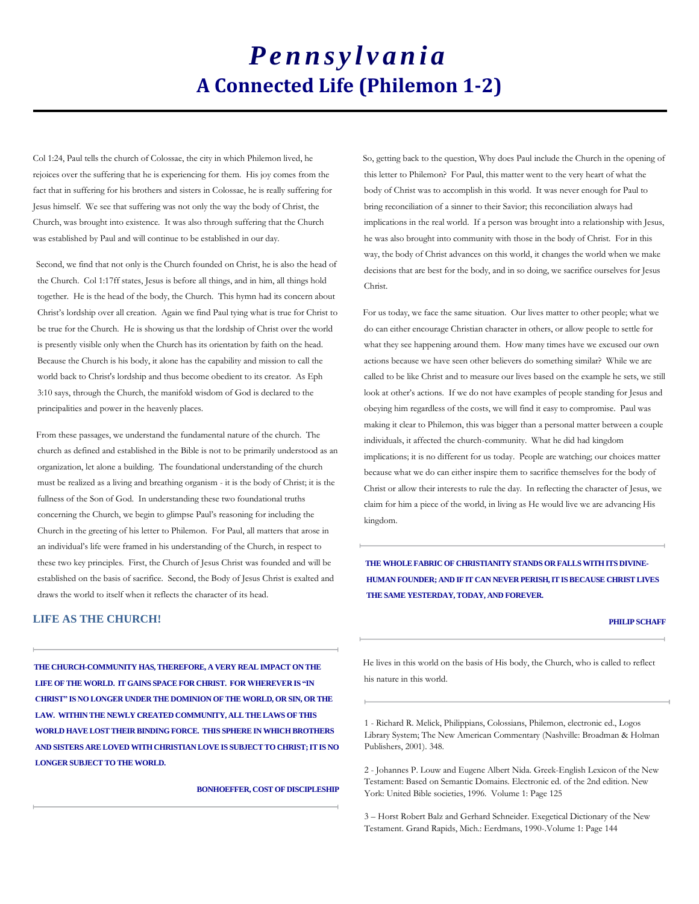# *Pennsylvania*
# A Connected Life (Philemon 1-2)

Col 1:24, Paul tells the church of Colossae, the city in which Philemon lived, he rejoices over the suffering that he is experiencing for them. His joy comes from the fact that in suffering for his brothers and sisters in Colossae, he is really suffering for Jesus himself. We see that suffering was not only the way the body of Christ, the Church, was brought into existence. It was also through suffering that the Church was established by Paul and will continue to be established in our day.

Second, we find that not only is the Church founded on Christ, he is also the head of the Church. Col 1:17ff states, Jesus is before all things, and in him, all things hold together. He is the head of the body, the Church. This hymn had its concern about Christ's lordship over all creation. Again we find Paul tying what is true for Christ to be true for the Church. He is showing us that the lordship of Christ over the world is presently visible only when the Church has its orientation by faith on the head. Because the Church is his body, it alone has the capability and mission to call the world back to Christ's lordship and thus become obedient to its creator. As Eph 3:10 says, through the Church, the manifold wisdom of God is declared to the principalities and power in the heavenly places.

From these passages, we understand the fundamental nature of the church. The church as defined and established in the Bible is not to be primarily understood as an organization, let alone a building. The foundational understanding of the church must be realized as a living and breathing organism - it is the body of Christ; it is the fullness of the Son of God. In understanding these two foundational truths concerning the Church, we begin to glimpse Paul's reasoning for including the Church in the greeting of his letter to Philemon. For Paul, all matters that arose in an individual's life were framed in his understanding of the Church, in respect to these two key principles. First, the Church of Jesus Christ was founded and will be established on the basis of sacrifice. Second, the Body of Jesus Christ is exalted and draws the world to itself when it reflects the character of its head.

## LIFE AS THE CHURCH!

---

**THE CHURCH-COMMUNITY HAS, THEREFORE, A VERY REAL IMPACT ON THE LIFE OF THE WORLD. IT GAINS SPACE FOR CHRIST. FOR WHEREVER IS "IN CHRIST" IS NO LONGER UNDER THE DOMINION OF THE WORLD, OR SIN, OR THE LAW. WITHIN THE NEWLY CREATED COMMUNITY, ALL THE LAWS OF THIS WORLD HAVE LOST THEIR BINDING FORCE. THIS SPHERE IN WHICH BROTHERS AND SISTERS ARE LOVED WITH CHRISTIAN LOVE IS SUBJECT TO CHRIST; IT IS NO LONGER SUBJECT TO THE WORLD.**

**BONHOEFFER, COST OF DISCIPLESHIP**

---

So, getting back to the question, Why does Paul include the Church in the opening of this letter to Philemon? For Paul, this matter went to the very heart of what the body of Christ was to accomplish in this world. It was never enough for Paul to bring reconciliation of a sinner to their Savior; this reconciliation always had implications in the real world. If a person was brought into a relationship with Jesus, he was also brought into community with those in the body of Christ. For in this way, the body of Christ advances on this world, it changes the world when we make decisions that are best for the body, and in so doing, we sacrifice ourselves for Jesus Christ.

For us today, we face the same situation. Our lives matter to other people; what we do can either encourage Christian character in others, or allow people to settle for what they see happening around them. How many times have we excused our own actions because we have seen other believers do something similar? While we are called to be like Christ and to measure our lives based on the example he sets, we still look at other's actions. If we do not have examples of people standing for Jesus and obeying him regardless of the costs, we will find it easy to compromise. Paul was making it clear to Philemon, this was bigger than a personal matter between a couple individuals, it affected the church-community. What he did had kingdom implications; it is no different for us today. People are watching; our choices matter because what we do can either inspire them to sacrifice themselves for the body of Christ or allow their interests to rule the day. In reflecting the character of Jesus, we claim for him a piece of the world, in living as He would live we are advancing His kingdom.

---

**THE WHOLE FABRIC OF CHRISTIANITY STANDS OR FALLS WITH ITS DIVINE-HUMAN FOUNDER; AND IF IT CAN NEVER PERISH, IT IS BECAUSE CHRIST LIVES THE SAME YESTERDAY, TODAY, AND FOREVER.**

**PHILIP SCHAFF**

---

He lives in this world on the basis of His body, the Church, who is called to reflect his nature in this world.

---

1 - Richard R. Melick, Philippians, Colossians, Philemon, electronic ed., Logos Library System; The New American Commentary (Nashville: Broadman & Holman Publishers, 2001). 348.

2 - Johannes P. Louw and Eugene Albert Nida. Greek-English Lexicon of the New Testament: Based on Semantic Domains. Electronic ed. of the 2nd edition. New York: United Bible societies, 1996. Volume 1: Page 125

3 – Horst Robert Balz and Gerhard Schneider. Exegetical Dictionary of the New Testament. Grand Rapids, Mich.: Eerdmans, 1990-.Volume 1: Page 144